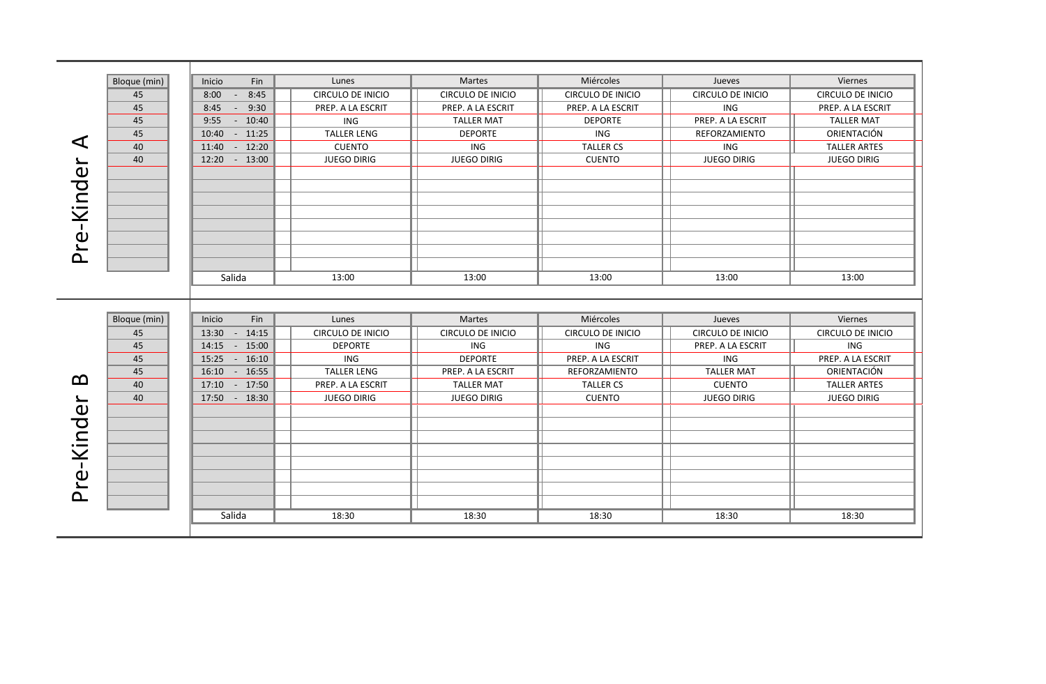## Pre-Kinder A

| Bloque (min) | Inicio | Fin | Lunes | Martes | Miércoles | Jueves | Viernes |
|---|---|---|---|---|---|---|---|
| 45 | 8:00 | 8:45 | CIRCULO DE INICIO | CIRCULO DE INICIO | CIRCULO DE INICIO | CIRCULO DE INICIO | CIRCULO DE INICIO |
| 45 | 8:45 | 9:30 | PREP. A LA ESCRIT | PREP. A LA ESCRIT | PREP. A LA ESCRIT | ING | PREP. A LA ESCRIT |
| 45 | 9:55 | 10:40 | ING | TALLER MAT | DEPORTE | PREP. A LA ESCRIT | TALLER MAT |
| 45 | 10:40 | 11:25 | TALLER LENG | DEPORTE | ING | REFORZAMIENTO | ORIENTACIÓN |
| 40 | 11:40 | 12:20 | CUENTO | ING | TALLER CS | ING | TALLER ARTES |
| 40 | 12:20 | 13:00 | JUEGO DIRIG | JUEGO DIRIG | CUENTO | JUEGO DIRIG | JUEGO DIRIG |
| | Salida | | 13:00 | 13:00 | 13:00 | 13:00 | 13:00 |

## Pre-Kinder B

| Bloque (min) | Inicio | Fin | Lunes | Martes | Miércoles | Jueves | Viernes |
|---|---|---|---|---|---|---|---|
| 45 | 13:30 | 14:15 | CIRCULO DE INICIO | CIRCULO DE INICIO | CIRCULO DE INICIO | CIRCULO DE INICIO | CIRCULO DE INICIO |
| 45 | 14:15 | 15:00 | DEPORTE | ING | ING | PREP. A LA ESCRIT | ING |
| 45 | 15:25 | 16:10 | ING | DEPORTE | PREP. A LA ESCRIT | ING | PREP. A LA ESCRIT |
| 45 | 16:10 | 16:55 | TALLER LENG | PREP. A LA ESCRIT | REFORZAMIENTO | TALLER MAT | ORIENTACIÓN |
| 40 | 17:10 | 17:50 | PREP. A LA ESCRIT | TALLER MAT | TALLER CS | CUENTO | TALLER ARTES |
| 40 | 17:50 | 18:30 | JUEGO DIRIG | JUEGO DIRIG | CUENTO | JUEGO DIRIG | JUEGO DIRIG |
| | Salida | | 18:30 | 18:30 | 18:30 | 18:30 | 18:30 |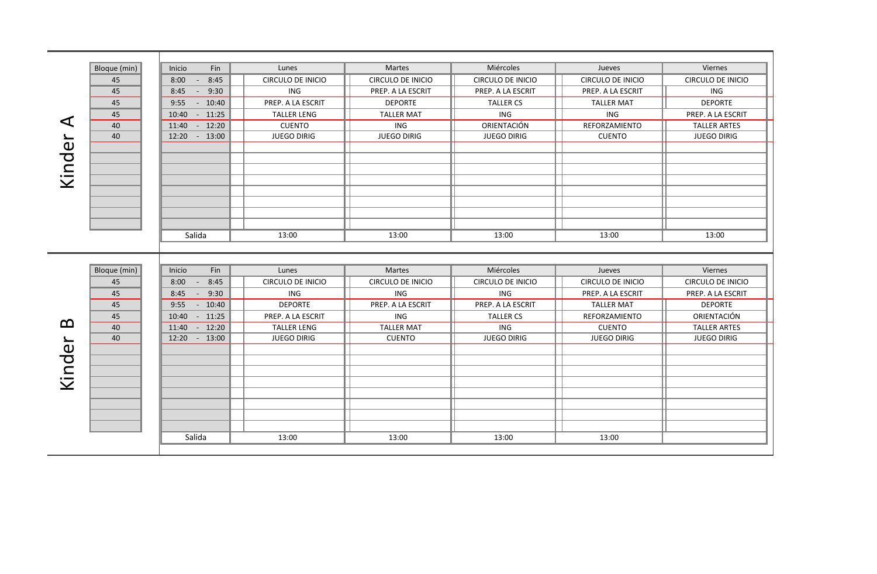## Kinder A

| Bloque (min) | Inicio | Fin | Lunes | Martes | Miércoles | Jueves | Viernes |
|---|---|---|---|---|---|---|---|
| 45 | 8:00 | 8:45 | CIRCULO DE INICIO | CIRCULO DE INICIO | CIRCULO DE INICIO | CIRCULO DE INICIO | CIRCULO DE INICIO |
| 45 | 8:45 | 9:30 | ING | PREP. A LA ESCRIT | PREP. A LA ESCRIT | PREP. A LA ESCRIT | ING |
| 45 | 9:55 | 10:40 | PREP. A LA ESCRIT | DEPORTE | TALLER CS | TALLER MAT | DEPORTE |
| 45 | 10:40 | 11:25 | TALLER LENG | TALLER MAT | ING | ING | PREP. A LA ESCRIT |
| 40 | 11:40 | 12:20 | CUENTO | ING | ORIENTACIÓN | REFORZAMIENTO | TALLER ARTES |
| 40 | 12:20 | 13:00 | JUEGO DIRIG | JUEGO DIRIG | JUEGO DIRIG | CUENTO | JUEGO DIRIG |
| | Salida | | 13:00 | 13:00 | 13:00 | 13:00 | 13:00 |

## Kinder B

| Bloque (min) | Inicio | Fin | Lunes | Martes | Miércoles | Jueves | Viernes |
|---|---|---|---|---|---|---|---|
| 45 | 8:00 | 8:45 | CIRCULO DE INICIO | CIRCULO DE INICIO | CIRCULO DE INICIO | CIRCULO DE INICIO | CIRCULO DE INICIO |
| 45 | 8:45 | 9:30 | ING | ING | ING | PREP. A LA ESCRIT | PREP. A LA ESCRIT |
| 45 | 9:55 | 10:40 | DEPORTE | PREP. A LA ESCRIT | PREP. A LA ESCRIT | TALLER MAT | DEPORTE |
| 45 | 10:40 | 11:25 | PREP. A LA ESCRIT | ING | TALLER CS | REFORZAMIENTO | ORIENTACIÓN |
| 40 | 11:40 | 12:20 | TALLER LENG | TALLER MAT | ING | CUENTO | TALLER ARTES |
| 40 | 12:20 | 13:00 | JUEGO DIRIG | CUENTO | JUEGO DIRIG | JUEGO DIRIG | JUEGO DIRIG |
| | Salida | | 13:00 | 13:00 | 13:00 | 13:00 | |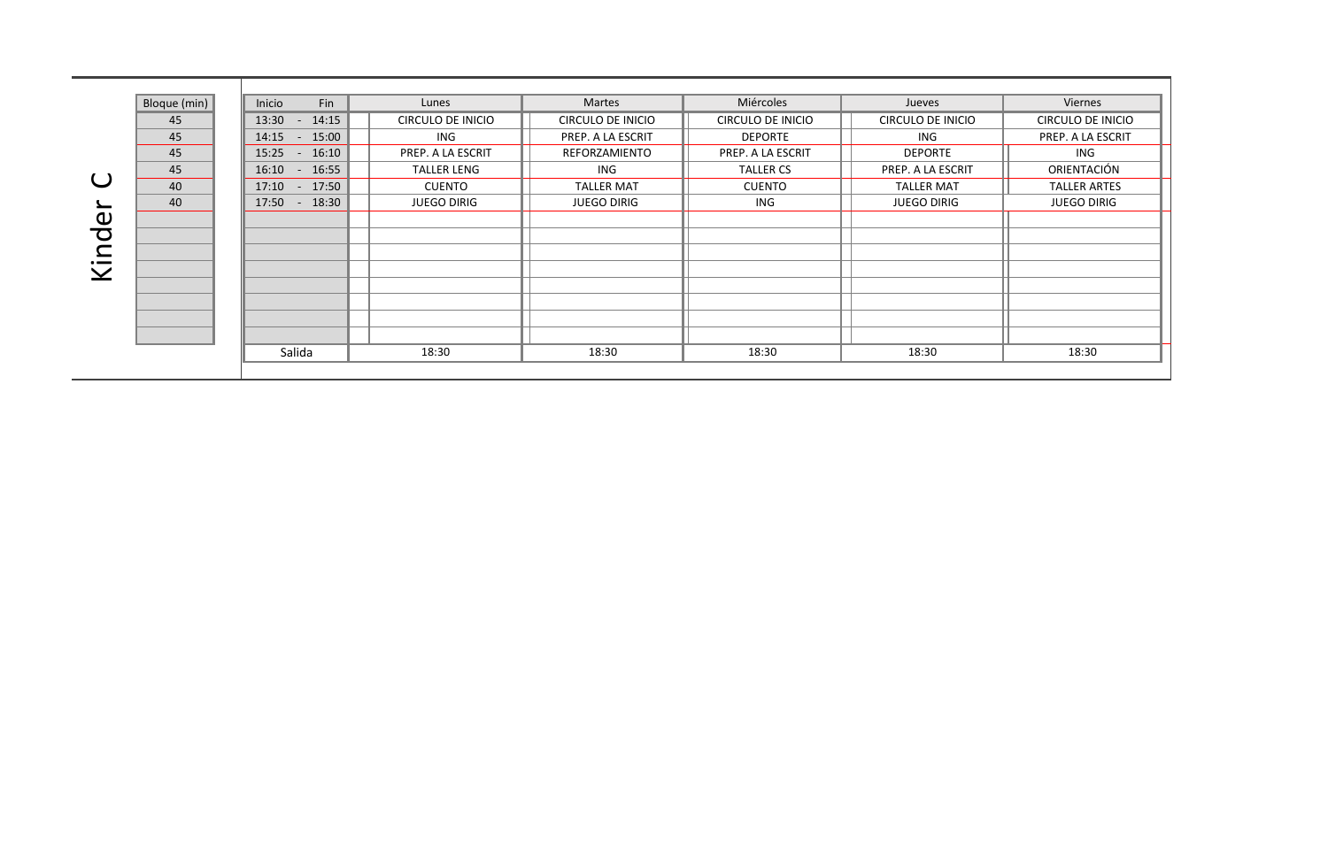# Kinder C

| Bloque (min) | Inicio | Fin | Lunes | Martes | Miércoles | Jueves | Viernes |
|---|---|---|---|---|---|---|---|
| 45 | 13:30 | 14:15 | CIRCULO DE INICIO | CIRCULO DE INICIO | CIRCULO DE INICIO | CIRCULO DE INICIO | CIRCULO DE INICIO |
| 45 | 14:15 | 15:00 | ING | PREP. A LA ESCRIT | DEPORTE | ING | PREP. A LA ESCRIT |
| 45 | 15:25 | 16:10 | PREP. A LA ESCRIT | REFORZAMIENTO | PREP. A LA ESCRIT | DEPORTE | ING |
| 45 | 16:10 | 16:55 | TALLER LENG | ING | TALLER CS | PREP. A LA ESCRIT | ORIENTACIÓN |
| 40 | 17:10 | 17:50 | CUENTO | TALLER MAT | CUENTO | TALLER MAT | TALLER ARTES |
| 40 | 17:50 | 18:30 | JUEGO DIRIG | JUEGO DIRIG | ING | JUEGO DIRIG | JUEGO DIRIG |
| | Salida | | 18:30 | 18:30 | 18:30 | 18:30 | 18:30 |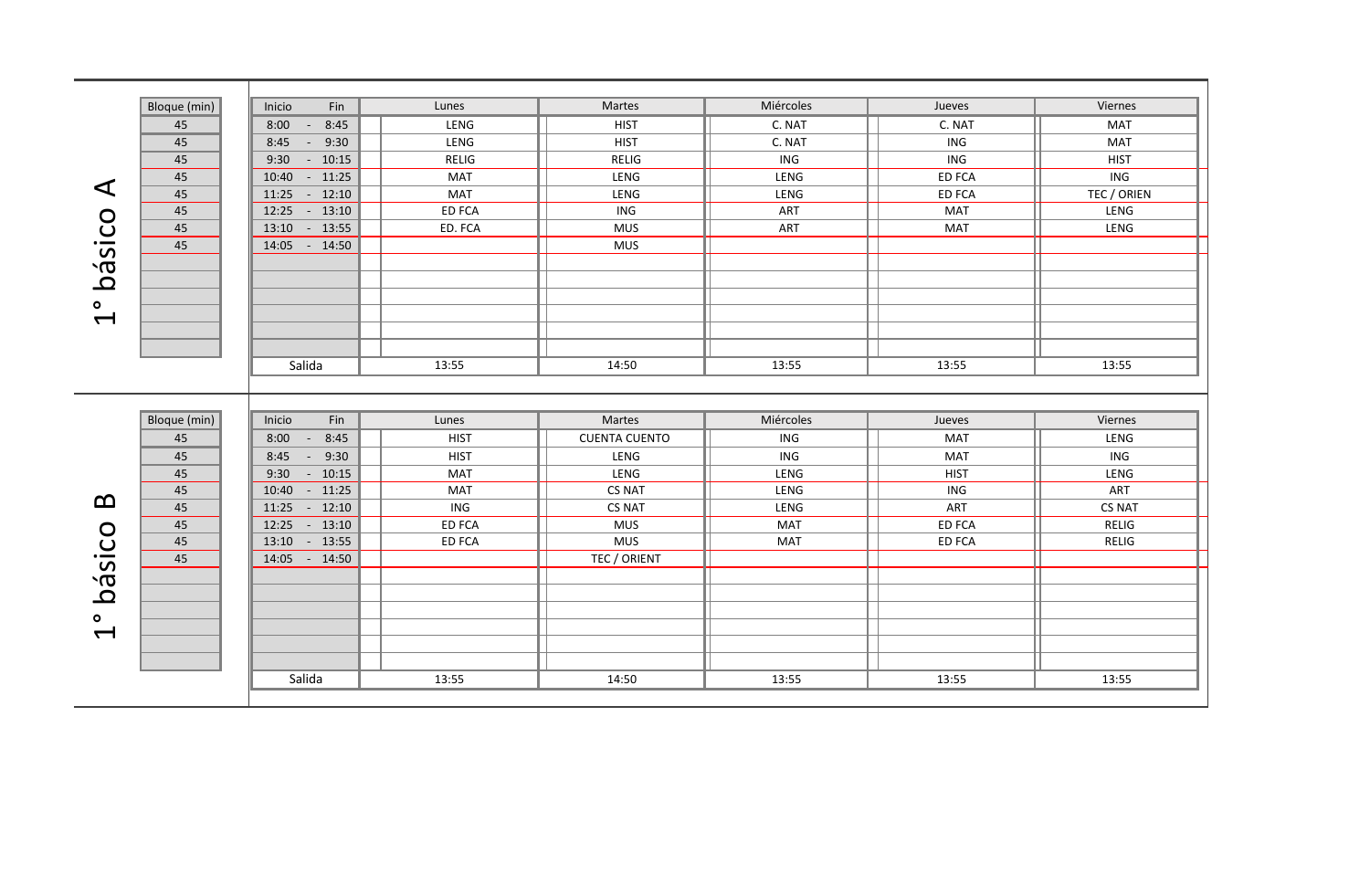## 1° básico A

| Bloque (min) | Inicio | Fin | Lunes | Martes | Miércoles | Jueves | Viernes |
|---|---|---|---|---|---|---|---|
| 45 | 8:00 | 8:45 | LENG | HIST | C. NAT | C. NAT | MAT |
| 45 | 8:45 | 9:30 | LENG | HIST | C. NAT | ING | MAT |
| 45 | 9:30 | 10:15 | RELIG | RELIG | ING | ING | HIST |
| 45 | 10:40 | 11:25 | MAT | LENG | LENG | ED FCA | ING |
| 45 | 11:25 | 12:10 | MAT | LENG | LENG | ED FCA | TEC / ORIEN |
| 45 | 12:25 | 13:10 | ED FCA | ING | ART | MAT | LENG |
| 45 | 13:10 | 13:55 | ED. FCA | MUS | ART | MAT | LENG |
| 45 | 14:05 | 14:50 | | MUS | | | |
| | Salida | | 13:55 | 14:50 | 13:55 | 13:55 | 13:55 |

## 1° básico B

| Bloque (min) | Inicio | Fin | Lunes | Martes | Miércoles | Jueves | Viernes |
|---|---|---|---|---|---|---|---|
| 45 | 8:00 | 8:45 | HIST | CUENTA CUENTO | ING | MAT | LENG |
| 45 | 8:45 | 9:30 | HIST | LENG | ING | MAT | ING |
| 45 | 9:30 | 10:15 | MAT | LENG | LENG | HIST | LENG |
| 45 | 10:40 | 11:25 | MAT | CS NAT | LENG | ING | ART |
| 45 | 11:25 | 12:10 | ING | CS NAT | LENG | ART | CS NAT |
| 45 | 12:25 | 13:10 | ED FCA | MUS | MAT | ED FCA | RELIG |
| 45 | 13:10 | 13:55 | ED FCA | MUS | MAT | ED FCA | RELIG |
| 45 | 14:05 | 14:50 | | TEC / ORIENT | | | |
| | Salida | | 13:55 | 14:50 | 13:55 | 13:55 | 13:55 |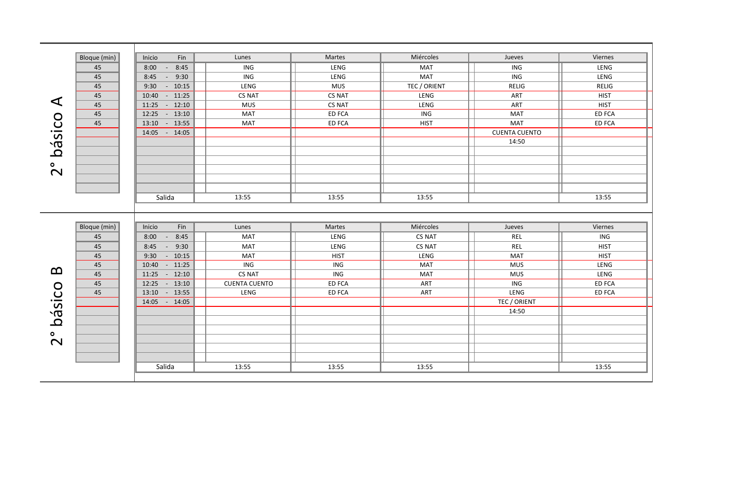## 2° básico A

| Bloque (min) | Inicio | Fin | Lunes | Martes | Miércoles | Jueves | Viernes |
|---|---|---|---|---|---|---|---|
| 45 | 8:00 | 8:45 | ING | LENG | MAT | ING | LENG |
| 45 | 8:45 | 9:30 | ING | LENG | MAT | ING | LENG |
| 45 | 9:30 | 10:15 | LENG | MUS | TEC / ORIENT | RELIG | RELIG |
| 45 | 10:40 | 11:25 | CS NAT | CS NAT | LENG | ART | HIST |
| 45 | 11:25 | 12:10 | MUS | CS NAT | LENG | ART | HIST |
| 45 | 12:25 | 13:10 | MAT | ED FCA | ING | MAT | ED FCA |
| 45 | 13:10 | 13:55 | MAT | ED FCA | HIST | MAT | ED FCA |
| | 14:05 | 14:05 | | | | CUENTA CUENTO | |
| | | | | | | 14:50 | |
| | Salida | | 13:55 | 13:55 | 13:55 | | 13:55 |

## 2° básico B

| Bloque (min) | Inicio | Fin | Lunes | Martes | Miércoles | Jueves | Viernes |
|---|---|---|---|---|---|---|---|
| 45 | 8:00 | 8:45 | MAT | LENG | CS NAT | REL | ING |
| 45 | 8:45 | 9:30 | MAT | LENG | CS NAT | REL | HIST |
| 45 | 9:30 | 10:15 | MAT | HIST | LENG | MAT | HIST |
| 45 | 10:40 | 11:25 | ING | ING | MAT | MUS | LENG |
| 45 | 11:25 | 12:10 | CS NAT | ING | MAT | MUS | LENG |
| 45 | 12:25 | 13:10 | CUENTA CUENTO | ED FCA | ART | ING | ED FCA |
| 45 | 13:10 | 13:55 | LENG | ED FCA | ART | LENG | ED FCA |
| | 14:05 | 14:05 | | | | TEC / ORIENT | |
| | | | | | | 14:50 | |
| | Salida | | 13:55 | 13:55 | 13:55 | | 13:55 |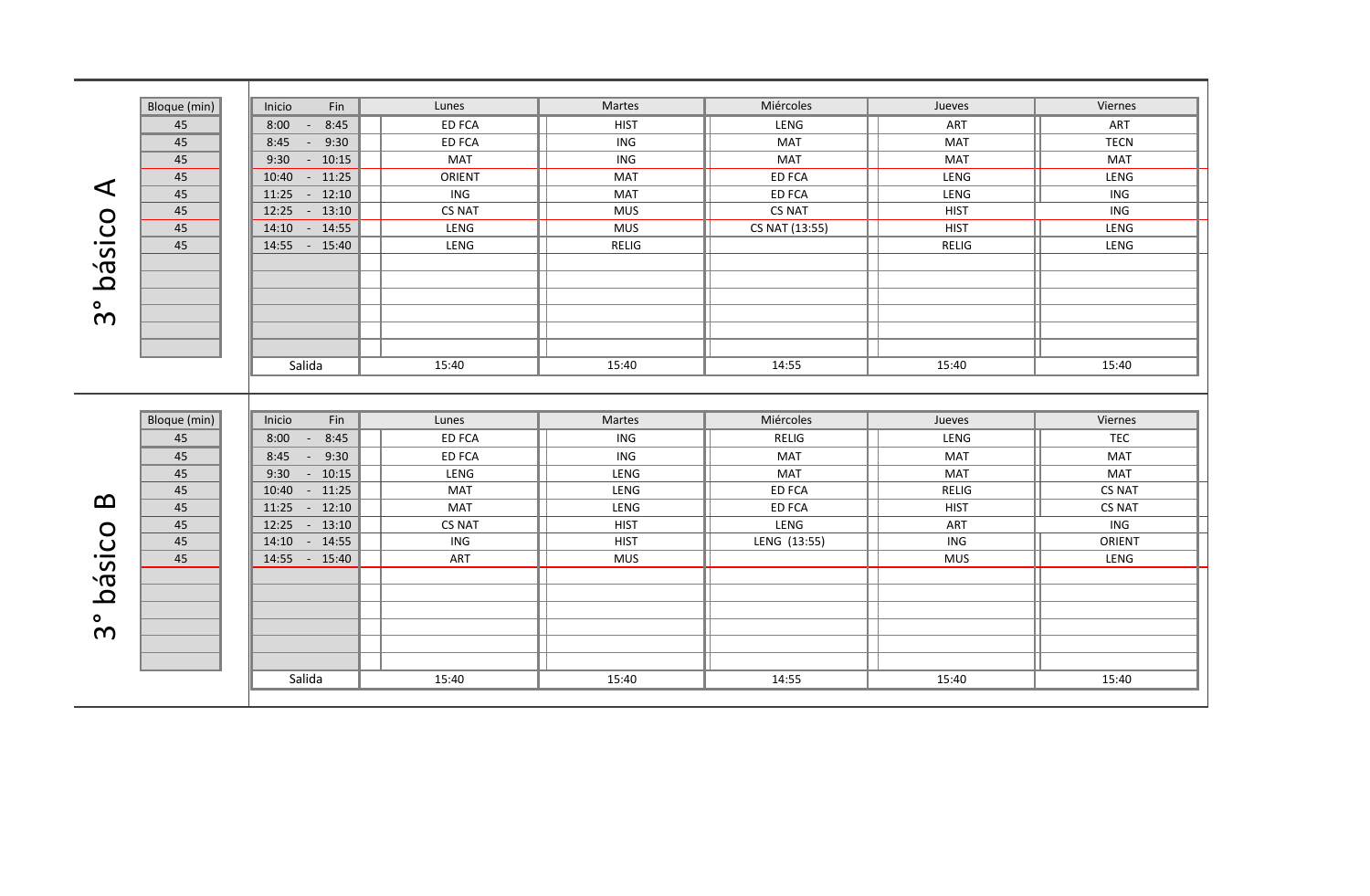## 3° básico A

| Bloque (min) | Inicio - Fin | Lunes | Martes | Miércoles | Jueves | Viernes |
|---|---|---|---|---|---|---|
| 45 | 8:00 - 8:45 | ED FCA | HIST | LENG | ART | ART |
| 45 | 8:45 - 9:30 | ED FCA | ING | MAT | MAT | TECN |
| 45 | 9:30 - 10:15 | MAT | ING | MAT | MAT | MAT |
| 45 | 10:40 - 11:25 | ORIENT | MAT | ED FCA | LENG | LENG |
| 45 | 11:25 - 12:10 | ING | MAT | ED FCA | LENG | ING |
| 45 | 12:25 - 13:10 | CS NAT | MUS | CS NAT | HIST | ING |
| 45 | 14:10 - 14:55 | LENG | MUS | CS NAT (13:55) | HIST | LENG |
| 45 | 14:55 - 15:40 | LENG | RELIG | | RELIG | LENG |
| | Salida | 15:40 | 15:40 | 14:55 | 15:40 | 15:40 |

## 3° básico B

| Bloque (min) | Inicio - Fin | Lunes | Martes | Miércoles | Jueves | Viernes |
|---|---|---|---|---|---|---|
| 45 | 8:00 - 8:45 | ED FCA | ING | RELIG | LENG | TEC |
| 45 | 8:45 - 9:30 | ED FCA | ING | MAT | MAT | MAT |
| 45 | 9:30 - 10:15 | LENG | LENG | MAT | MAT | MAT |
| 45 | 10:40 - 11:25 | MAT | LENG | ED FCA | RELIG | CS NAT |
| 45 | 11:25 - 12:10 | MAT | LENG | ED FCA | HIST | CS NAT |
| 45 | 12:25 - 13:10 | CS NAT | HIST | LENG | ART | ING |
| 45 | 14:10 - 14:55 | ING | HIST | LENG (13:55) | ING | ORIENT |
| 45 | 14:55 - 15:40 | ART | MUS | | MUS | LENG |
| | Salida | 15:40 | 15:40 | 14:55 | 15:40 | 15:40 |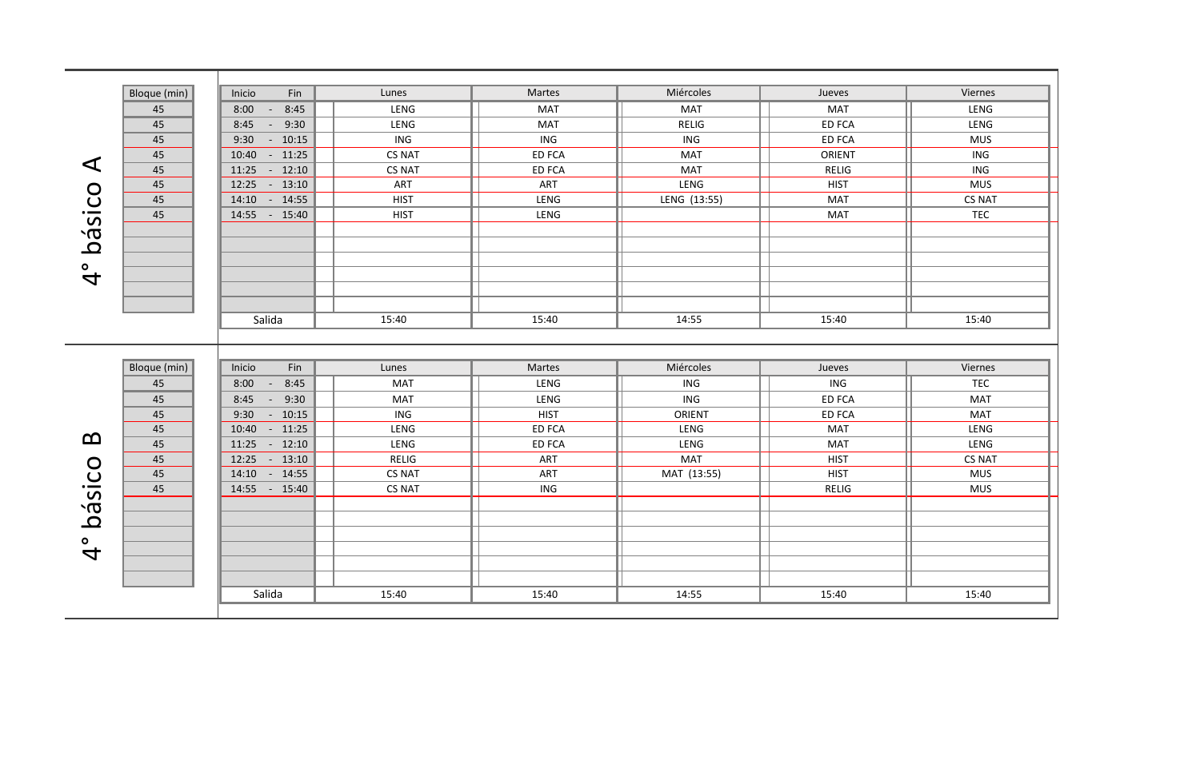## 4° básico A

| Bloque (min) | Inicio - Fin | Lunes | Martes | Miércoles | Jueves | Viernes |
|---|---|---|---|---|---|---|
| 45 | 8:00 - 8:45 | LENG | MAT | MAT | MAT | LENG |
| 45 | 8:45 - 9:30 | LENG | MAT | RELIG | ED FCA | LENG |
| 45 | 9:30 - 10:15 | ING | ING | ING | ED FCA | MUS |
| 45 | 10:40 - 11:25 | CS NAT | ED FCA | MAT | ORIENT | ING |
| 45 | 11:25 - 12:10 | CS NAT | ED FCA | MAT | RELIG | ING |
| 45 | 12:25 - 13:10 | ART | ART | LENG | HIST | MUS |
| 45 | 14:10 - 14:55 | HIST | LENG | LENG (13:55) | MAT | CS NAT |
| 45 | 14:55 - 15:40 | HIST | LENG | | MAT | TEC |
| | Salida | 15:40 | 15:40 | 14:55 | 15:40 | 15:40 |

## 4° básico B

| Bloque (min) | Inicio - Fin | Lunes | Martes | Miércoles | Jueves | Viernes |
|---|---|---|---|---|---|---|
| 45 | 8:00 - 8:45 | MAT | LENG | ING | ING | TEC |
| 45 | 8:45 - 9:30 | MAT | LENG | ING | ED FCA | MAT |
| 45 | 9:30 - 10:15 | ING | HIST | ORIENT | ED FCA | MAT |
| 45 | 10:40 - 11:25 | LENG | ED FCA | LENG | MAT | LENG |
| 45 | 11:25 - 12:10 | LENG | ED FCA | LENG | MAT | LENG |
| 45 | 12:25 - 13:10 | RELIG | ART | MAT | HIST | CS NAT |
| 45 | 14:10 - 14:55 | CS NAT | ART | MAT (13:55) | HIST | MUS |
| 45 | 14:55 - 15:40 | CS NAT | ING | | RELIG | MUS |
| | Salida | 15:40 | 15:40 | 14:55 | 15:40 | 15:40 |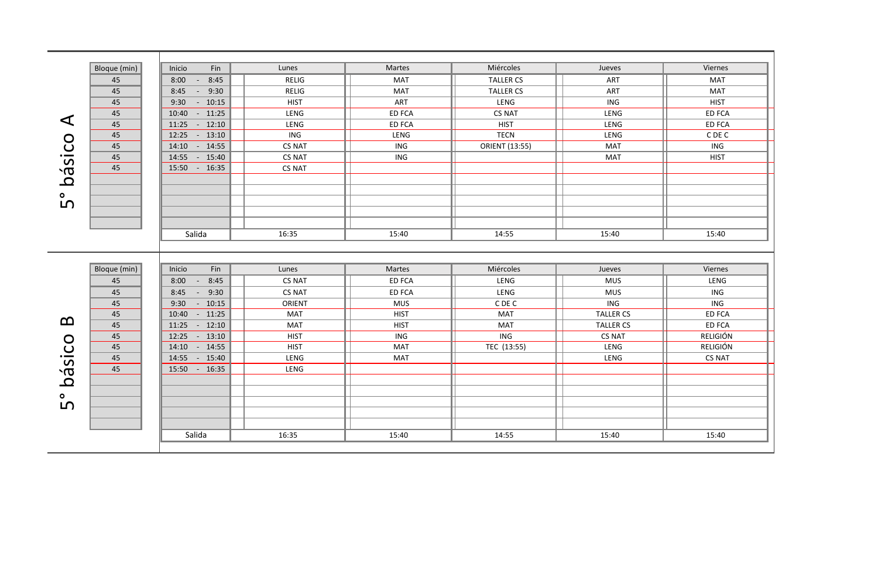## 5° básico A

| Bloque (min) | Inicio - Fin | Lunes | Martes | Miércoles | Jueves | Viernes |
|---|---|---|---|---|---|---|
| 45 | 8:00 - 8:45 | RELIG | MAT | TALLER CS | ART | MAT |
| 45 | 8:45 - 9:30 | RELIG | MAT | TALLER CS | ART | MAT |
| 45 | 9:30 - 10:15 | HIST | ART | LENG | ING | HIST |
| 45 | 10:40 - 11:25 | LENG | ED FCA | CS NAT | LENG | ED FCA |
| 45 | 11:25 - 12:10 | LENG | ED FCA | HIST | LENG | ED FCA |
| 45 | 12:25 - 13:10 | ING | LENG | TECN | LENG | C DE C |
| 45 | 14:10 - 14:55 | CS NAT | ING | ORIENT (13:55) | MAT | ING |
| 45 | 14:55 - 15:40 | CS NAT | ING | | MAT | HIST |
| 45 | 15:50 - 16:35 | CS NAT | | | | |
| | Salida | 16:35 | 15:40 | 14:55 | 15:40 | 15:40 |

## 5° básico B

| Bloque (min) | Inicio - Fin | Lunes | Martes | Miércoles | Jueves | Viernes |
|---|---|---|---|---|---|---|
| 45 | 8:00 - 8:45 | CS NAT | ED FCA | LENG | MUS | LENG |
| 45 | 8:45 - 9:30 | CS NAT | ED FCA | LENG | MUS | ING |
| 45 | 9:30 - 10:15 | ORIENT | MUS | C DE C | ING | ING |
| 45 | 10:40 - 11:25 | MAT | HIST | MAT | TALLER CS | ED FCA |
| 45 | 11:25 - 12:10 | MAT | HIST | MAT | TALLER CS | ED FCA |
| 45 | 12:25 - 13:10 | HIST | ING | ING | CS NAT | RELIGIÓN |
| 45 | 14:10 - 14:55 | HIST | MAT | TEC (13:55) | LENG | RELIGIÓN |
| 45 | 14:55 - 15:40 | LENG | MAT | | LENG | CS NAT |
| 45 | 15:50 - 16:35 | LENG | | | | |
| | Salida | 16:35 | 15:40 | 14:55 | 15:40 | 15:40 |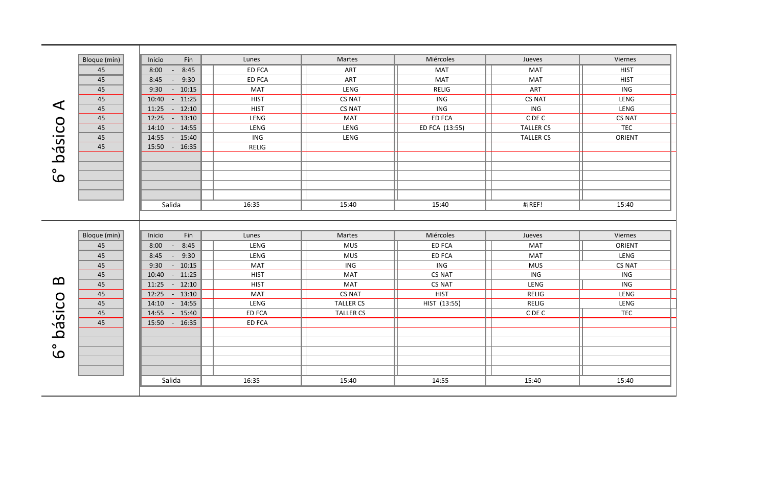## 6° básico A

| Bloque (min) | Inicio - Fin | Lunes | Martes | Miércoles | Jueves | Viernes |
|---|---|---|---|---|---|---|
| 45 | 8:00 - 8:45 | ED FCA | ART | MAT | MAT | HIST |
| 45 | 8:45 - 9:30 | ED FCA | ART | MAT | MAT | HIST |
| 45 | 9:30 - 10:15 | MAT | LENG | RELIG | ART | ING |
| 45 | 10:40 - 11:25 | HIST | CS NAT | ING | CS NAT | LENG |
| 45 | 11:25 - 12:10 | HIST | CS NAT | ING | ING | LENG |
| 45 | 12:25 - 13:10 | LENG | MAT | ED FCA | C DE C | CS NAT |
| 45 | 14:10 - 14:55 | LENG | LENG | ED FCA (13:55) | TALLER CS | TEC |
| 45 | 14:55 - 15:40 | ING | LENG | | TALLER CS | ORIENT |
| 45 | 15:50 - 16:35 | RELIG | | | | |
| | | | | | | |
| | | | | | | |
| | | | | | | |
| | | | | | | |
| | Salida | 16:35 | 15:40 | 15:40 | #¡REF! | 15:40 |

## 6° básico B

| Bloque (min) | Inicio - Fin | Lunes | Martes | Miércoles | Jueves | Viernes |
|---|---|---|---|---|---|---|
| 45 | 8:00 - 8:45 | LENG | MUS | ED FCA | MAT | ORIENT |
| 45 | 8:45 - 9:30 | LENG | MUS | ED FCA | MAT | LENG |
| 45 | 9:30 - 10:15 | MAT | ING | ING | MUS | CS NAT |
| 45 | 10:40 - 11:25 | HIST | MAT | CS NAT | ING | ING |
| 45 | 11:25 - 12:10 | HIST | MAT | CS NAT | LENG | ING |
| 45 | 12:25 - 13:10 | MAT | CS NAT | HIST | RELIG | LENG |
| 45 | 14:10 - 14:55 | LENG | TALLER CS | HIST (13:55) | RELIG | LENG |
| 45 | 14:55 - 15:40 | ED FCA | TALLER CS | | C DE C | TEC |
| 45 | 15:50 - 16:35 | ED FCA | | | | |
| | | | | | | |
| | | | | | | |
| | | | | | | |
| | | | | | | |
| | | | | | | |
| | Salida | 16:35 | 15:40 | 14:55 | 15:40 | 15:40 |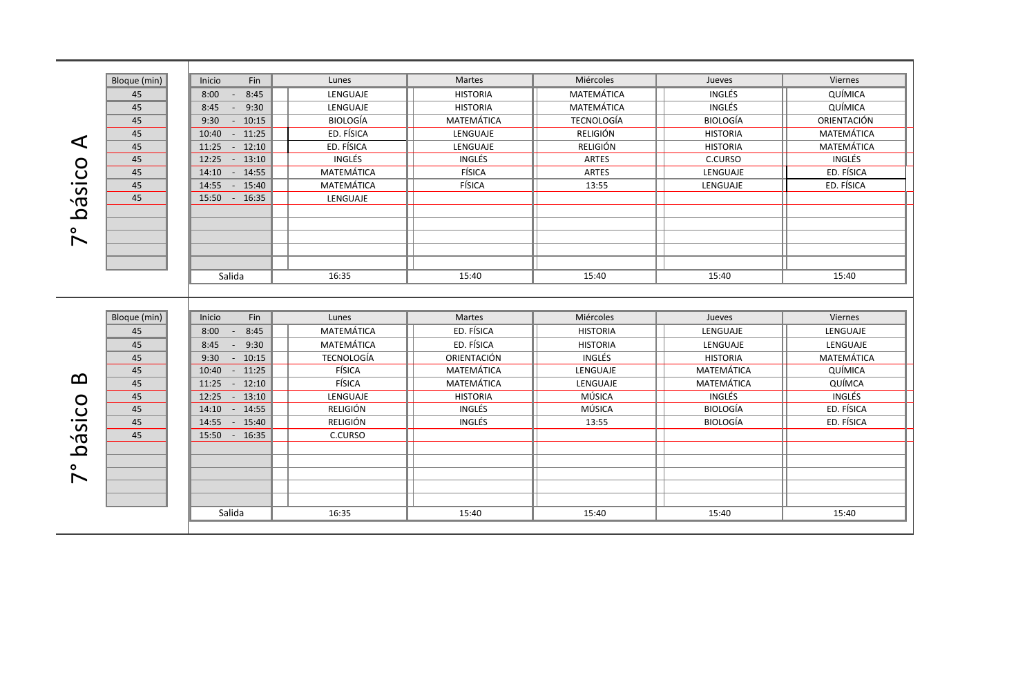## 7° básico A

| Bloque (min) | Inicio - Fin | Lunes | Martes | Miércoles | Jueves | Viernes |
|---|---|---|---|---|---|---|
| 45 | 8:00 - 8:45 | LENGUAJE | HISTORIA | MATEMÁTICA | INGLÉS | QUÍMICA |
| 45 | 8:45 - 9:30 | LENGUAJE | HISTORIA | MATEMÁTICA | INGLÉS | QUÍMICA |
| 45 | 9:30 - 10:15 | BIOLOGÍA | MATEMÁTICA | TECNOLOGÍA | BIOLOGÍA | ORIENTACIÓN |
| 45 | 10:40 - 11:25 | ED. FÍSICA | LENGUAJE | RELIGIÓN | HISTORIA | MATEMÁTICA |
| 45 | 11:25 - 12:10 | ED. FÍSICA | LENGUAJE | RELIGIÓN | HISTORIA | MATEMÁTICA |
| 45 | 12:25 - 13:10 | INGLÉS | INGLÉS | ARTES | C.CURSO | INGLÉS |
| 45 | 14:10 - 14:55 | MATEMÁTICA | FÍSICA | ARTES | LENGUAJE | ED. FÍSICA |
| 45 | 14:55 - 15:40 | MATEMÁTICA | FÍSICA | 13:55 | LENGUAJE | ED. FÍSICA |
| 45 | 15:50 - 16:35 | LENGUAJE | | | | |
| | Salida | 16:35 | 15:40 | 15:40 | 15:40 | 15:40 |

## 7° básico B

| Bloque (min) | Inicio - Fin | Lunes | Martes | Miércoles | Jueves | Viernes |
|---|---|---|---|---|---|---|
| 45 | 8:00 - 8:45 | MATEMÁTICA | ED. FÍSICA | HISTORIA | LENGUAJE | LENGUAJE |
| 45 | 8:45 - 9:30 | MATEMÁTICA | ED. FÍSICA | HISTORIA | LENGUAJE | LENGUAJE |
| 45 | 9:30 - 10:15 | TECNOLOGÍA | ORIENTACIÓN | INGLÉS | HISTORIA | MATEMÁTICA |
| 45 | 10:40 - 11:25 | FÍSICA | MATEMÁTICA | LENGUAJE | MATEMÁTICA | QUÍMICA |
| 45 | 11:25 - 12:10 | FÍSICA | MATEMÁTICA | LENGUAJE | MATEMÁTICA | QUÍMCA |
| 45 | 12:25 - 13:10 | LENGUAJE | HISTORIA | MÚSICA | INGLÉS | INGLÉS |
| 45 | 14:10 - 14:55 | RELIGIÓN | INGLÉS | MÚSICA | BIOLOGÍA | ED. FÍSICA |
| 45 | 14:55 - 15:40 | RELIGIÓN | INGLÉS | 13:55 | BIOLOGÍA | ED. FÍSICA |
| 45 | 15:50 - 16:35 | C.CURSO | | | | |
| | Salida | 16:35 | 15:40 | 15:40 | 15:40 | 15:40 |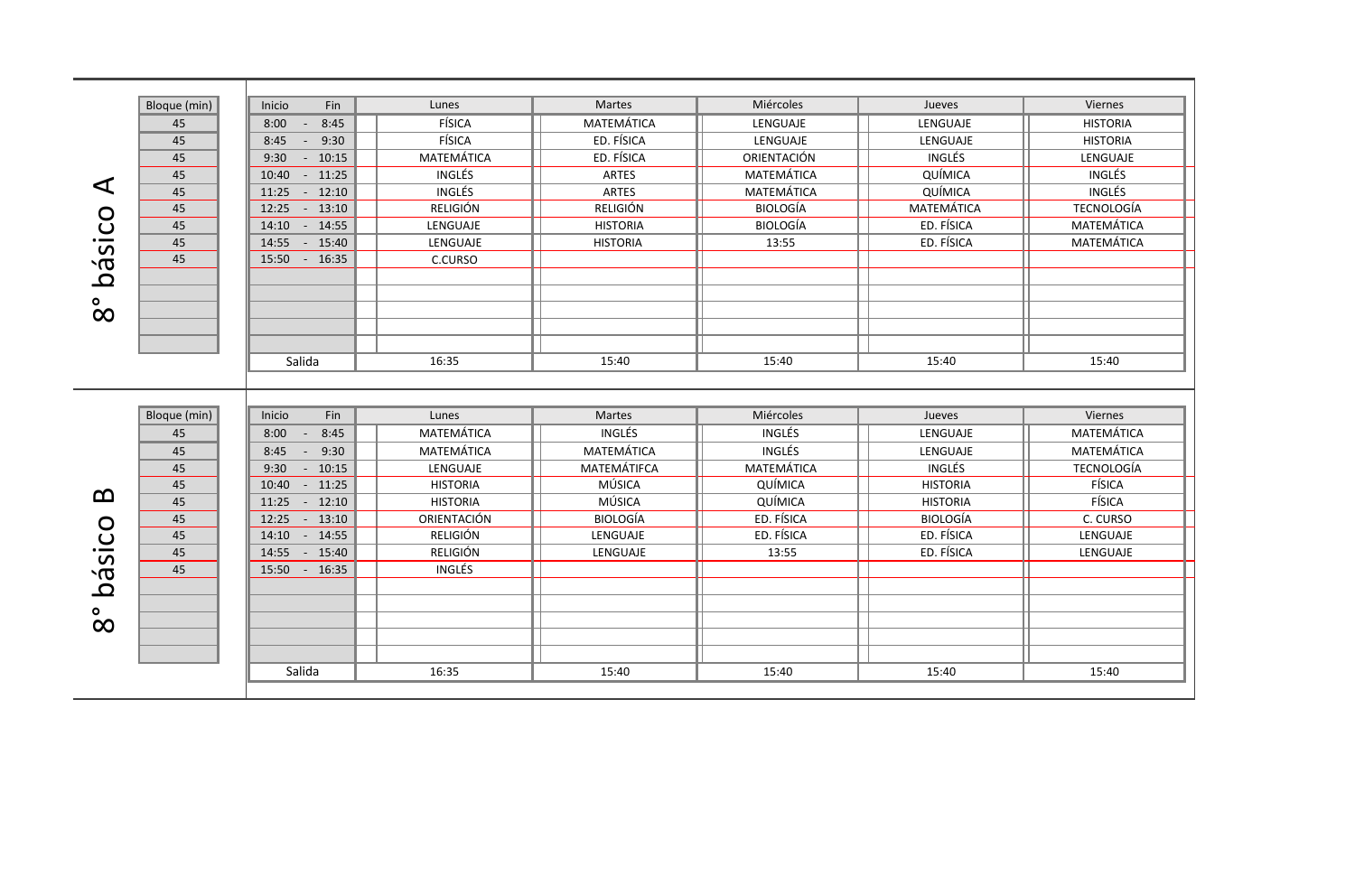## 8° básico A

| Bloque (min) | Inicio - Fin | Lunes | Martes | Miércoles | Jueves | Viernes |
|---|---|---|---|---|---|---|
| 45 | 8:00 - 8:45 | FÍSICA | MATEMÁTICA | LENGUAJE | LENGUAJE | HISTORIA |
| 45 | 8:45 - 9:30 | FÍSICA | ED. FÍSICA | LENGUAJE | LENGUAJE | HISTORIA |
| 45 | 9:30 - 10:15 | MATEMÁTICA | ED. FÍSICA | ORIENTACIÓN | INGLÉS | LENGUAJE |
| 45 | 10:40 - 11:25 | INGLÉS | ARTES | MATEMÁTICA | QUÍMICA | INGLÉS |
| 45 | 11:25 - 12:10 | INGLÉS | ARTES | MATEMÁTICA | QUÍMICA | INGLÉS |
| 45 | 12:25 - 13:10 | RELIGIÓN | RELIGIÓN | BIOLOGÍA | MATEMÁTICA | TECNOLOGÍA |
| 45 | 14:10 - 14:55 | LENGUAJE | HISTORIA | BIOLOGÍA | ED. FÍSICA | MATEMÁTICA |
| 45 | 14:55 - 15:40 | LENGUAJE | HISTORIA | 13:55 | ED. FÍSICA | MATEMÁTICA |
| 45 | 15:50 - 16:35 | C.CURSO | | | | |
| | Salida | 16:35 | 15:40 | 15:40 | 15:40 | 15:40 |

## 8° básico B

| Bloque (min) | Inicio - Fin | Lunes | Martes | Miércoles | Jueves | Viernes |
|---|---|---|---|---|---|---|
| 45 | 8:00 - 8:45 | MATEMÁTICA | INGLÉS | INGLÉS | LENGUAJE | MATEMÁTICA |
| 45 | 8:45 - 9:30 | MATEMÁTICA | MATEMÁTICA | INGLÉS | LENGUAJE | MATEMÁTICA |
| 45 | 9:30 - 10:15 | LENGUAJE | MATEMÁTIFCA | MATEMÁTICA | INGLÉS | TECNOLOGÍA |
| 45 | 10:40 - 11:25 | HISTORIA | MÚSICA | QUÍMICA | HISTORIA | FÍSICA |
| 45 | 11:25 - 12:10 | HISTORIA | MÚSICA | QUÍMICA | HISTORIA | FÍSICA |
| 45 | 12:25 - 13:10 | ORIENTACIÓN | BIOLOGÍA | ED. FÍSICA | BIOLOGÍA | C. CURSO |
| 45 | 14:10 - 14:55 | RELIGIÓN | LENGUAJE | ED. FÍSICA | ED. FÍSICA | LENGUAJE |
| 45 | 14:55 - 15:40 | RELIGIÓN | LENGUAJE | 13:55 | ED. FÍSICA | LENGUAJE |
| 45 | 15:50 - 16:35 | INGLÉS | | | | |
| | Salida | 16:35 | 15:40 | 15:40 | 15:40 | 15:40 |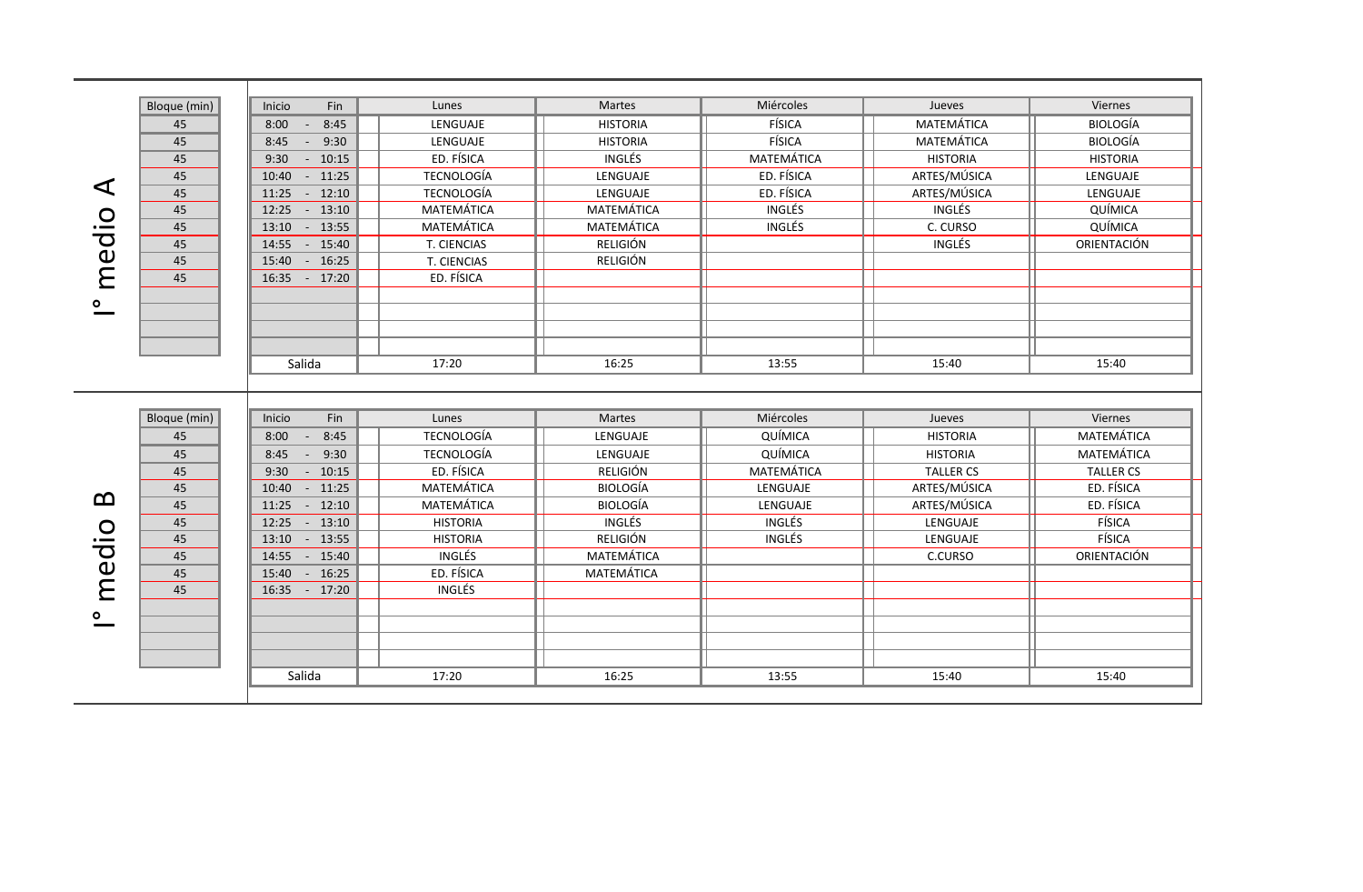## I° medio A

| Bloque (min) | Inicio | Fin | Lunes | Martes | Miércoles | Jueves | Viernes |
|---|---|---|---|---|---|---|---|
| 45 | 8:00 | 8:45 | LENGUAJE | HISTORIA | FÍSICA | MATEMÁTICA | BIOLOGÍA |
| 45 | 8:45 | 9:30 | LENGUAJE | HISTORIA | FÍSICA | MATEMÁTICA | BIOLOGÍA |
| 45 | 9:30 | 10:15 | ED. FÍSICA | INGLÉS | MATEMÁTICA | HISTORIA | HISTORIA |
| 45 | 10:40 | 11:25 | TECNOLOGÍA | LENGUAJE | ED. FÍSICA | ARTES/MÚSICA | LENGUAJE |
| 45 | 11:25 | 12:10 | TECNOLOGÍA | LENGUAJE | ED. FÍSICA | ARTES/MÚSICA | LENGUAJE |
| 45 | 12:25 | 13:10 | MATEMÁTICA | MATEMÁTICA | INGLÉS | INGLÉS | QUÍMICA |
| 45 | 13:10 | 13:55 | MATEMÁTICA | MATEMÁTICA | INGLÉS | C. CURSO | QUÍMICA |
| 45 | 14:55 | 15:40 | T. CIENCIAS | RELIGIÓN | | INGLÉS | ORIENTACIÓN |
| 45 | 15:40 | 16:25 | T. CIENCIAS | RELIGIÓN | | | |
| 45 | 16:35 | 17:20 | ED. FÍSICA | | | | |
| | Salida | | 17:20 | 16:25 | 13:55 | 15:40 | 15:40 |

## I° medio B

| Bloque (min) | Inicio | Fin | Lunes | Martes | Miércoles | Jueves | Viernes |
|---|---|---|---|---|---|---|---|
| 45 | 8:00 | 8:45 | TECNOLOGÍA | LENGUAJE | QUÍMICA | HISTORIA | MATEMÁTICA |
| 45 | 8:45 | 9:30 | TECNOLOGÍA | LENGUAJE | QUÍMICA | HISTORIA | MATEMÁTICA |
| 45 | 9:30 | 10:15 | ED. FÍSICA | RELIGIÓN | MATEMÁTICA | TALLER CS | TALLER CS |
| 45 | 10:40 | 11:25 | MATEMÁTICA | BIOLOGÍA | LENGUAJE | ARTES/MÚSICA | ED. FÍSICA |
| 45 | 11:25 | 12:10 | MATEMÁTICA | BIOLOGÍA | LENGUAJE | ARTES/MÚSICA | ED. FÍSICA |
| 45 | 12:25 | 13:10 | HISTORIA | INGLÉS | INGLÉS | LENGUAJE | FÍSICA |
| 45 | 13:10 | 13:55 | HISTORIA | RELIGIÓN | INGLÉS | LENGUAJE | FÍSICA |
| 45 | 14:55 | 15:40 | INGLÉS | MATEMÁTICA | | C.CURSO | ORIENTACIÓN |
| 45 | 15:40 | 16:25 | ED. FÍSICA | MATEMÁTICA | | | |
| 45 | 16:35 | 17:20 | INGLÉS | | | | |
| | Salida | | 17:20 | 16:25 | 13:55 | 15:40 | 15:40 |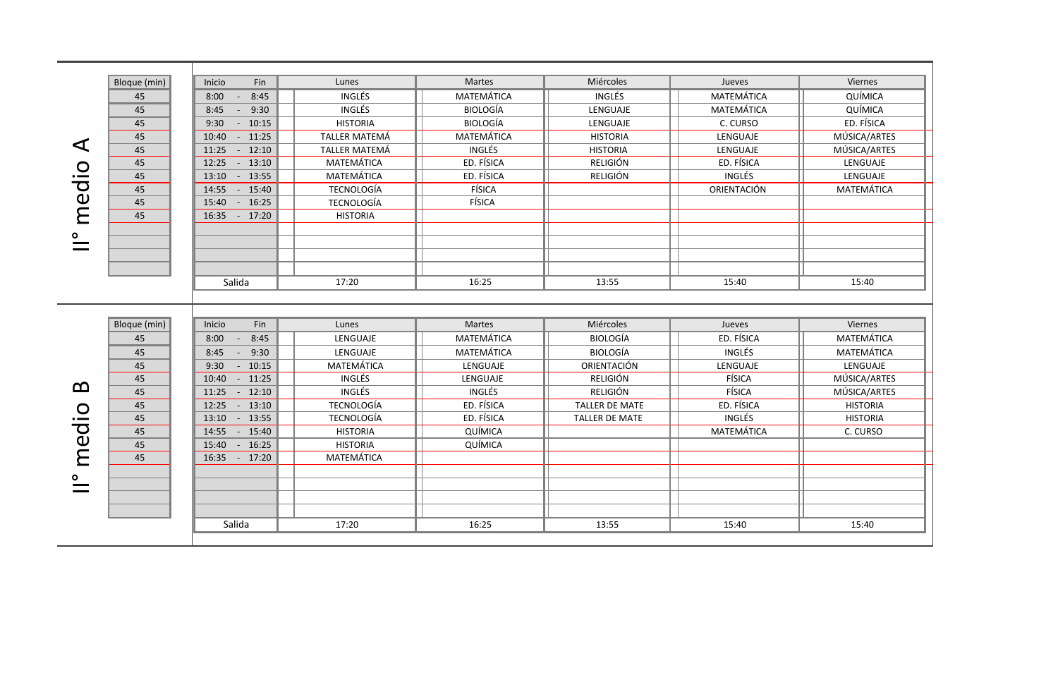## II° medio A

| Bloque (min) | Inicio - Fin | Lunes | Martes | Miércoles | Jueves | Viernes |
|---|---|---|---|---|---|---|
| 45 | 8:00 - 8:45 | INGLÉS | MATEMÁTICA | INGLÉS | MATEMÁTICA | QUÍMICA |
| 45 | 8:45 - 9:30 | INGLÉS | BIOLOGÍA | LENGUAJE | MATEMÁTICA | QUÍMICA |
| 45 | 9:30 - 10:15 | HISTORIA | BIOLOGÍA | LENGUAJE | C. CURSO | ED. FÍSICA |
| 45 | 10:40 - 11:25 | TALLER MATEMÁ | MATEMÁTICA | HISTORIA | LENGUAJE | MÚSICA/ARTES |
| 45 | 11:25 - 12:10 | TALLER MATEMÁ | INGLÉS | HISTORIA | LENGUAJE | MÚSICA/ARTES |
| 45 | 12:25 - 13:10 | MATEMÁTICA | ED. FÍSICA | RELIGIÓN | ED. FÍSICA | LENGUAJE |
| 45 | 13:10 - 13:55 | MATEMÁTICA | ED. FÍSICA | RELIGIÓN | INGLÉS | LENGUAJE |
| 45 | 14:55 - 15:40 | TECNOLOGÍA | FÍSICA | | ORIENTACIÓN | MATEMÁTICA |
| 45 | 15:40 - 16:25 | TECNOLOGÍA | FÍSICA | | | |
| 45 | 16:35 - 17:20 | HISTORIA | | | | |
| | Salida | 17:20 | 16:25 | 13:55 | 15:40 | 15:40 |

## II° medio B

| Bloque (min) | Inicio - Fin | Lunes | Martes | Miércoles | Jueves | Viernes |
|---|---|---|---|---|---|---|
| 45 | 8:00 - 8:45 | LENGUAJE | MATEMÁTICA | BIOLOGÍA | ED. FÍSICA | MATEMÁTICA |
| 45 | 8:45 - 9:30 | LENGUAJE | MATEMÁTICA | BIOLOGÍA | INGLÉS | MATEMÁTICA |
| 45 | 9:30 - 10:15 | MATEMÁTICA | LENGUAJE | ORIENTACIÓN | LENGUAJE | LENGUAJE |
| 45 | 10:40 - 11:25 | INGLÉS | LENGUAJE | RELIGIÓN | FÍSICA | MÚSICA/ARTES |
| 45 | 11:25 - 12:10 | INGLÉS | INGLÉS | RELIGIÓN | FÍSICA | MÚSICA/ARTES |
| 45 | 12:25 - 13:10 | TECNOLOGÍA | ED. FÍSICA | TALLER DE MATE | ED. FÍSICA | HISTORIA |
| 45 | 13:10 - 13:55 | TECNOLOGÍA | ED. FÍSICA | TALLER DE MATE | INGLÉS | HISTORIA |
| 45 | 14:55 - 15:40 | HISTORIA | QUÍMICA | | MATEMÁTICA | C. CURSO |
| 45 | 15:40 - 16:25 | HISTORIA | QUÍMICA | | | |
| 45 | 16:35 - 17:20 | MATEMÁTICA | | | | |
| | Salida | 17:20 | 16:25 | 13:55 | 15:40 | 15:40 |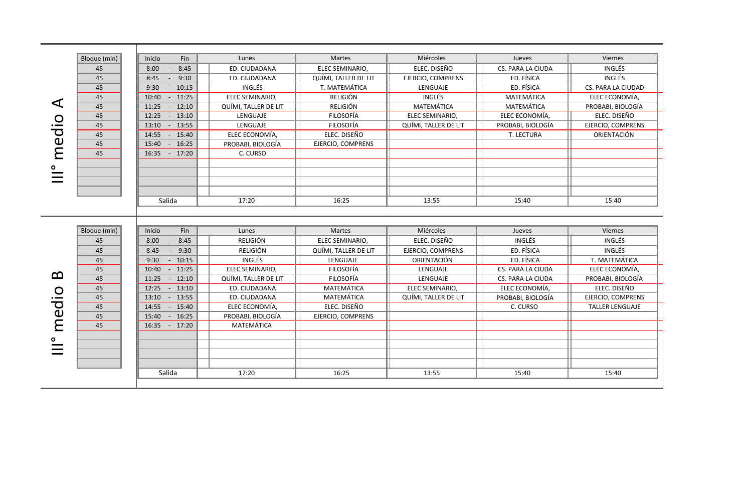## III° medio A

| Bloque (min) | Inicio | Fin | Lunes | Martes | Miércoles | Jueves | Viernes |
|---|---|---|---|---|---|---|---|
| 45 | 8:00 | 8:45 | ED. CIUDADANA | ELEC SEMINARIO, | ELEC. DISEÑO | CS. PARA LA CIUDA | INGLÉS |
| 45 | 8:45 | 9:30 | ED. CIUDADANA | QUÍMI, TALLER DE LIT | EJERCIO, COMPRENS | ED. FÍSICA | INGLÉS |
| 45 | 9:30 | 10:15 | INGLÉS | T. MATEMÁTICA | LENGUAJE | ED. FÍSICA | CS. PARA LA CIUDAD |
| 45 | 10:40 | 11:25 | ELEC SEMINARIO, | RELIGIÓN | INGLÉS | MATEMÁTICA | ELEC ECONOMÍA, |
| 45 | 11:25 | 12:10 | QUÍMI, TALLER DE LIT | RELIGIÓN | MATEMÁTICA | MATEMÁTICA | PROBABI, BIOLOGÍA |
| 45 | 12:25 | 13:10 | LENGUAJE | FILOSOFÍA | ELEC SEMINARIO, | ELEC ECONOMÍA, | ELEC. DISEÑO |
| 45 | 13:10 | 13:55 | LENGUAJE | FILOSOFÍA | QUÍMI, TALLER DE LIT | PROBABI, BIOLOGÍA | EJERCIO, COMPRENS |
| 45 | 14:55 | 15:40 | ELEC ECONOMÍA, | ELEC. DISEÑO | | T. LECTURA | ORIENTACIÓN |
| 45 | 15:40 | 16:25 | PROBABI, BIOLOGÍA | EJERCIO, COMPRENS | | | |
| 45 | 16:35 | 17:20 | C. CURSO | | | | |
| | | | | | | | |
| | | | | | | | |
| | | | | | | | |
| | Salida | | 17:20 | 16:25 | 13:55 | 15:40 | 15:40 |

## III° medio B

| Bloque (min) | Inicio | Fin | Lunes | Martes | Miércoles | Jueves | Viernes |
|---|---|---|---|---|---|---|---|
| 45 | 8:00 | 8:45 | RELIGIÓN | ELEC SEMINARIO, | ELEC. DISEÑO | INGLÉS | INGLÉS |
| 45 | 8:45 | 9:30 | RELIGIÓN | QUÍMI, TALLER DE LIT | EJERCIO, COMPRENS | ED. FÍSICA | INGLÉS |
| 45 | 9:30 | 10:15 | INGLÉS | LENGUAJE | ORIENTACIÓN | ED. FÍSICA | T. MATEMÁTICA |
| 45 | 10:40 | 11:25 | ELEC SEMINARIO, | FILOSOFÍA | LENGUAJE | CS. PARA LA CIUDA | ELEC ECONOMÍA, |
| 45 | 11:25 | 12:10 | QUÍMI, TALLER DE LIT | FILOSOFÍA | LENGUAJE | CS. PARA LA CIUDA | PROBABI, BIOLOGÍA |
| 45 | 12:25 | 13:10 | ED. CIUDADANA | MATEMÁTICA | ELEC SEMINARIO, | ELEC ECONOMÍA, | ELEC. DISEÑO |
| 45 | 13:10 | 13:55 | ED. CIUDADANA | MATEMÁTICA | QUÍMI, TALLER DE LIT | PROBABI, BIOLOGÍA | EJERCIO, COMPRENS |
| 45 | 14:55 | 15:40 | ELEC ECONOMÍA, | ELEC. DISEÑO | | C. CURSO | TALLER LENGUAJE |
| 45 | 15:40 | 16:25 | PROBABI, BIOLOGÍA | EJERCIO, COMPRENS | | | |
| 45 | 16:35 | 17:20 | MATEMÁTICA | | | | |
| | | | | | | | |
| | | | | | | | |
| | | | | | | | |
| | Salida | | 17:20 | 16:25 | 13:55 | 15:40 | 15:40 |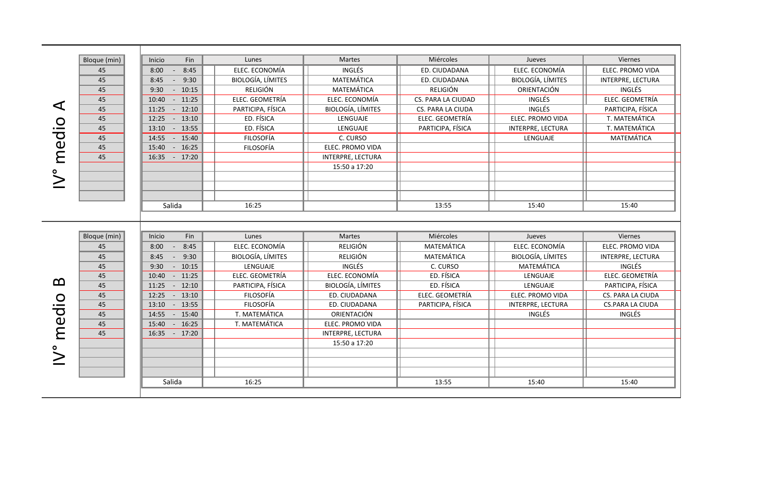## IV° medio A

| Bloque (min) | Inicio | Fin | Lunes | Martes | Miércoles | Jueves | Viernes |
|---|---|---|---|---|---|---|---|
| 45 | 8:00 | 8:45 | ELEC. ECONOMÍA | INGLÉS | ED. CIUDADANA | ELEC. ECONOMÍA | ELEC. PROMO VIDA |
| 45 | 8:45 | 9:30 | BIOLOGÍA, LÍMITES | MATEMÁTICA | ED. CIUDADANA | BIOLOGÍA, LÍMITES | INTERPRE, LECTURA |
| 45 | 9:30 | 10:15 | RELIGIÓN | MATEMÁTICA | RELIGIÓN | ORIENTACIÓN | INGLÉS |
| 45 | 10:40 | 11:25 | ELEC. GEOMETRÍA | ELEC. ECONOMÍA | CS. PARA LA CIUDAD | INGLÉS | ELEC. GEOMETRÍA |
| 45 | 11:25 | 12:10 | PARTICIPA, FÍSICA | BIOLOGÍA, LÍMITES | CS. PARA LA CIUDA | INGLÉS | PARTICIPA, FÍSICA |
| 45 | 12:25 | 13:10 | ED. FÍSICA | LENGUAJE | ELEC. GEOMETRÍA | ELEC. PROMO VIDA | T. MATEMÁTICA |
| 45 | 13:10 | 13:55 | ED. FÍSICA | LENGUAJE | PARTICIPA, FÍSICA | INTERPRE, LECTURA | T. MATEMÁTICA |
| 45 | 14:55 | 15:40 | FILOSOFÍA | C. CURSO | | LENGUAJE | MATEMÁTICA |
| 45 | 15:40 | 16:25 | FILOSOFÍA | ELEC. PROMO VIDA | | | |
| 45 | 16:35 | 17:20 | | INTERPRE, LECTURA | | | |
| | | | | 15:50 a 17:20 | | | |
| | Salida | | 16:25 | | 13:55 | 15:40 | 15:40 |

## IV° medio B

| Bloque (min) | Inicio | Fin | Lunes | Martes | Miércoles | Jueves | Viernes |
|---|---|---|---|---|---|---|---|
| 45 | 8:00 | 8:45 | ELEC. ECONOMÍA | RELIGIÓN | MATEMÁTICA | ELEC. ECONOMÍA | ELEC. PROMO VIDA |
| 45 | 8:45 | 9:30 | BIOLOGÍA, LÍMITES | RELIGIÓN | MATEMÁTICA | BIOLOGÍA, LÍMITES | INTERPRE, LECTURA |
| 45 | 9:30 | 10:15 | LENGUAJE | INGLÉS | C. CURSO | MATEMÁTICA | INGLÉS |
| 45 | 10:40 | 11:25 | ELEC. GEOMETRÍA | ELEC. ECONOMÍA | ED. FÍSICA | LENGUAJE | ELEC. GEOMETRÍA |
| 45 | 11:25 | 12:10 | PARTICIPA, FÍSICA | BIOLOGÍA, LÍMITES | ED. FÍSICA | LENGUAJE | PARTICIPA, FÍSICA |
| 45 | 12:25 | 13:10 | FILOSOFÍA | ED. CIUDADANA | ELEC. GEOMETRÍA | ELEC. PROMO VIDA | CS. PARA LA CIUDA |
| 45 | 13:10 | 13:55 | FILOSOFÍA | ED. CIUDADANA | PARTICIPA, FÍSICA | INTERPRE, LECTURA | CS.PARA LA CIUDA |
| 45 | 14:55 | 15:40 | T. MATEMÁTICA | ORIENTACIÓN | | INGLÉS | INGLÉS |
| 45 | 15:40 | 16:25 | T. MATEMÁTICA | ELEC. PROMO VIDA | | | |
| 45 | 16:35 | 17:20 | | INTERPRE, LECTURA | | | |
| | | | | 15:50 a 17:20 | | | |
| | Salida | | 16:25 | | 13:55 | 15:40 | 15:40 |